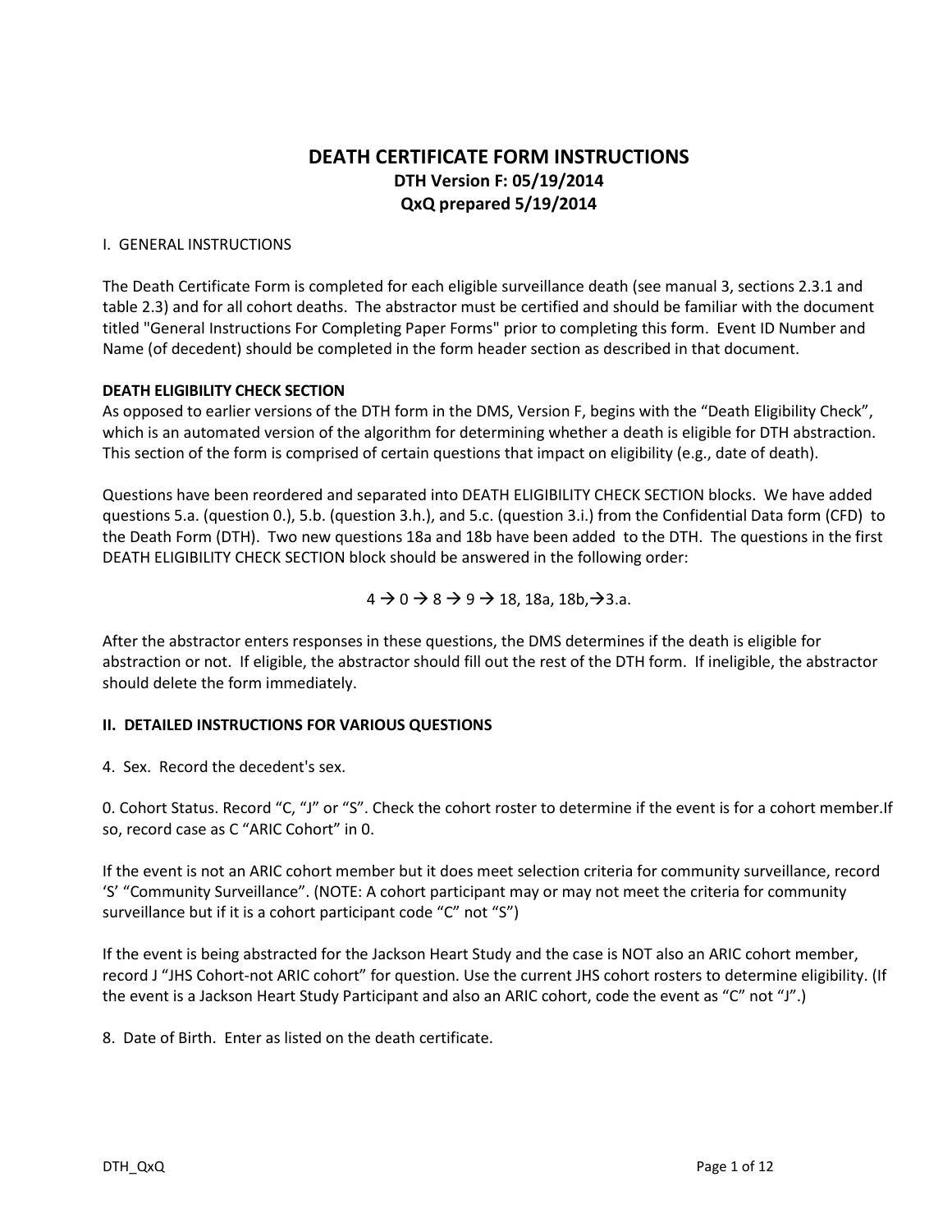# DEATH CERTIFICATE FORM INSTRUCTIONS

**DTH Version F: 05/19/2014**

**QxQ prepared 5/19/2014**

I. GENERAL INSTRUCTIONS

The Death Certificate Form is completed for each eligible surveillance death (see manual 3, sections 2.3.1 and table 2.3) and for all cohort deaths. The abstractor must be certified and should be familiar with the document titled "General Instructions For Completing Paper Forms" prior to completing this form. Event ID Number and Name (of decedent) should be completed in the form header section as described in that document.

**DEATH ELIGIBILITY CHECK SECTION**

As opposed to earlier versions of the DTH form in the DMS, Version F, begins with the "Death Eligibility Check", which is an automated version of the algorithm for determining whether a death is eligible for DTH abstraction. This section of the form is comprised of certain questions that impact on eligibility (e.g., date of death).

Questions have been reordered and separated into DEATH ELIGIBILITY CHECK SECTION blocks. We have added questions 5.a. (question 0.), 5.b. (question 3.h.), and 5.c. (question 3.i.) from the Confidential Data form (CFD) to the Death Form (DTH). Two new questions 18a and 18b have been added to the DTH. The questions in the first DEATH ELIGIBILITY CHECK SECTION block should be answered in the following order:

4 → 0 → 8 → 9 → 18, 18a, 18b,→3.a.

After the abstractor enters responses in these questions, the DMS determines if the death is eligible for abstraction or not. If eligible, the abstractor should fill out the rest of the DTH form. If ineligible, the abstractor should delete the form immediately.

## II. DETAILED INSTRUCTIONS FOR VARIOUS QUESTIONS

4. Sex. Record the decedent's sex.

0. Cohort Status. Record "C, "J" or "S". Check the cohort roster to determine if the event is for a cohort member.If so, record case as C "ARIC Cohort" in 0.

If the event is not an ARIC cohort member but it does meet selection criteria for community surveillance, record 'S' "Community Surveillance". (NOTE: A cohort participant may or may not meet the criteria for community surveillance but if it is a cohort participant code "C" not "S")

If the event is being abstracted for the Jackson Heart Study and the case is NOT also an ARIC cohort member, record J "JHS Cohort-not ARIC cohort" for question. Use the current JHS cohort rosters to determine eligibility. (If the event is a Jackson Heart Study Participant and also an ARIC cohort, code the event as "C" not "J".)

8. Date of Birth. Enter as listed on the death certificate.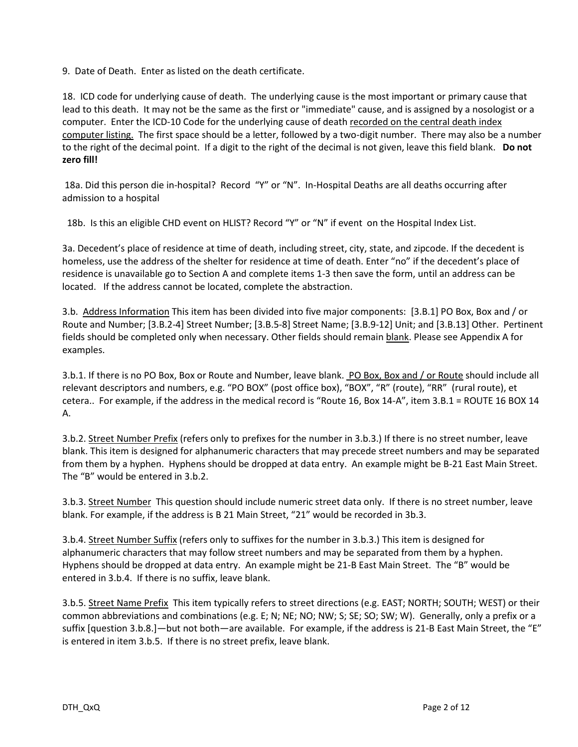9. Date of Death. Enter as listed on the death certificate.

18. ICD code for underlying cause of death. The underlying cause is the most important or primary cause that lead to this death. It may not be the same as the first or "immediate" cause, and is assigned by a nosologist or a computer. Enter the ICD-10 Code for the underlying cause of death <u>recorded on the central death index computer listing.</u> The first space should be a letter, followed by a two-digit number. There may also be a number to the right of the decimal point. If a digit to the right of the decimal is not given, leave this field blank. **Do not zero fill!**

18a. Did this person die in-hospital? Record "Y" or "N". In-Hospital Deaths are all deaths occurring after admission to a hospital

18b. Is this an eligible CHD event on HLIST? Record "Y" or "N" if event on the Hospital Index List.

3a. Decedent's place of residence at time of death, including street, city, state, and zipcode. If the decedent is homeless, use the address of the shelter for residence at time of death. Enter "no" if the decedent's place of residence is unavailable go to Section A and complete items 1-3 then save the form, until an address can be located. If the address cannot be located, complete the abstraction.

3.b. <u>Address Information</u> This item has been divided into five major components: [3.B.1] PO Box, Box and / or Route and Number; [3.B.2-4] Street Number; [3.B.5-8] Street Name; [3.B.9-12] Unit; and [3.B.13] Other. Pertinent fields should be completed only when necessary. Other fields should remain <u>blank</u>. Please see Appendix A for examples.

3.b.1. If there is no PO Box, Box or Route and Number, leave blank. <u>PO Box, Box and / or Route</u> should include all relevant descriptors and numbers, e.g. "PO BOX" (post office box), "BOX", "R" (route), "RR" (rural route), et cetera.. For example, if the address in the medical record is "Route 16, Box 14-A", item 3.B.1 = ROUTE 16 BOX 14 A.

3.b.2. <u>Street Number Prefix</u> (refers only to prefixes for the number in 3.b.3.) If there is no street number, leave blank. This item is designed for alphanumeric characters that may precede street numbers and may be separated from them by a hyphen. Hyphens should be dropped at data entry. An example might be B-21 East Main Street. The "B" would be entered in 3.b.2.

3.b.3. <u>Street Number</u> This question should include numeric street data only. If there is no street number, leave blank. For example, if the address is B 21 Main Street, "21" would be recorded in 3b.3.

3.b.4. <u>Street Number Suffix</u> (refers only to suffixes for the number in 3.b.3.) This item is designed for alphanumeric characters that may follow street numbers and may be separated from them by a hyphen. Hyphens should be dropped at data entry. An example might be 21-B East Main Street. The "B" would be entered in 3.b.4. If there is no suffix, leave blank.

3.b.5. <u>Street Name Prefix</u> This item typically refers to street directions (e.g. EAST; NORTH; SOUTH; WEST) or their common abbreviations and combinations (e.g. E; N; NE; NO; NW; S; SE; SO; SW; W). Generally, only a prefix or a suffix [question 3.b.8.]—but not both—are available. For example, if the address is 21-B East Main Street, the "E" is entered in item 3.b.5. If there is no street prefix, leave blank.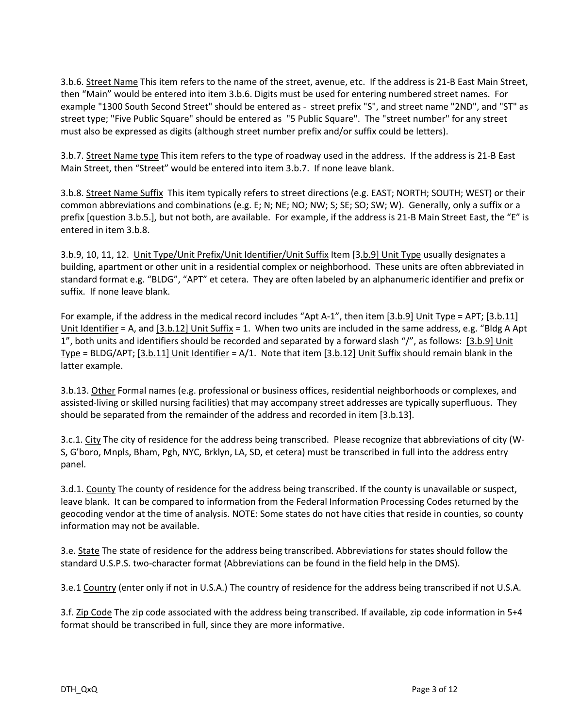3.b.6. <u>Street Name</u> This item refers to the name of the street, avenue, etc. If the address is 21-B East Main Street, then "Main" would be entered into item 3.b.6. Digits must be used for entering numbered street names. For example "1300 South Second Street" should be entered as - street prefix "S", and street name "2ND", and "ST" as street type; "Five Public Square" should be entered as "5 Public Square". The "street number" for any street must also be expressed as digits (although street number prefix and/or suffix could be letters).

3.b.7. <u>Street Name type</u> This item refers to the type of roadway used in the address. If the address is 21-B East Main Street, then "Street" would be entered into item 3.b.7. If none leave blank.

3.b.8. <u>Street Name Suffix</u> This item typically refers to street directions (e.g. EAST; NORTH; SOUTH; WEST) or their common abbreviations and combinations (e.g. E; N; NE; NO; NW; S; SE; SO; SW; W). Generally, only a suffix or a prefix [question 3.b.5.], but not both, are available. For example, if the address is 21-B Main Street East, the "E" is entered in item 3.b.8.

3.b.9, 10, 11, 12. <u>Unit Type/Unit Prefix/Unit Identifier/Unit Suffix</u> Item <u>[3.b.9] Unit Type</u> usually designates a building, apartment or other unit in a residential complex or neighborhood. These units are often abbreviated in standard format e.g. "BLDG", "APT" et cetera. They are often labeled by an alphanumeric identifier and prefix or suffix. If none leave blank.

For example, if the address in the medical record includes "Apt A-1", then item <u>[3.b.9] Unit Type</u> = APT; <u>[3.b.11] Unit Identifier</u> = A, and <u>[3.b.12] Unit Suffix</u> = 1. When two units are included in the same address, e.g. "Bldg A Apt 1", both units and identifiers should be recorded and separated by a forward slash "/", as follows: <u>[3.b.9] Unit Type</u> = BLDG/APT; <u>[3.b.11] Unit Identifier</u> = A/1. Note that item <u>[3.b.12] Unit Suffix</u> should remain blank in the latter example.

3.b.13. <u>Other</u> Formal names (e.g. professional or business offices, residential neighborhoods or complexes, and assisted-living or skilled nursing facilities) that may accompany street addresses are typically superfluous. They should be separated from the remainder of the address and recorded in item [3.b.13].

3.c.1. <u>City</u> The city of residence for the address being transcribed. Please recognize that abbreviations of city (W-S, G'boro, Mnpls, Bham, Pgh, NYC, Brklyn, LA, SD, et cetera) must be transcribed in full into the address entry panel.

3.d.1. <u>County</u> The county of residence for the address being transcribed. If the county is unavailable or suspect, leave blank. It can be compared to information from the Federal Information Processing Codes returned by the geocoding vendor at the time of analysis. NOTE: Some states do not have cities that reside in counties, so county information may not be available.

3.e. <u>State</u> The state of residence for the address being transcribed. Abbreviations for states should follow the standard U.S.P.S. two-character format (Abbreviations can be found in the field help in the DMS).

3.e.1 <u>Country</u> (enter only if not in U.S.A.) The country of residence for the address being transcribed if not U.S.A.

3.f. <u>Zip Code</u> The zip code associated with the address being transcribed. If available, zip code information in 5+4 format should be transcribed in full, since they are more informative.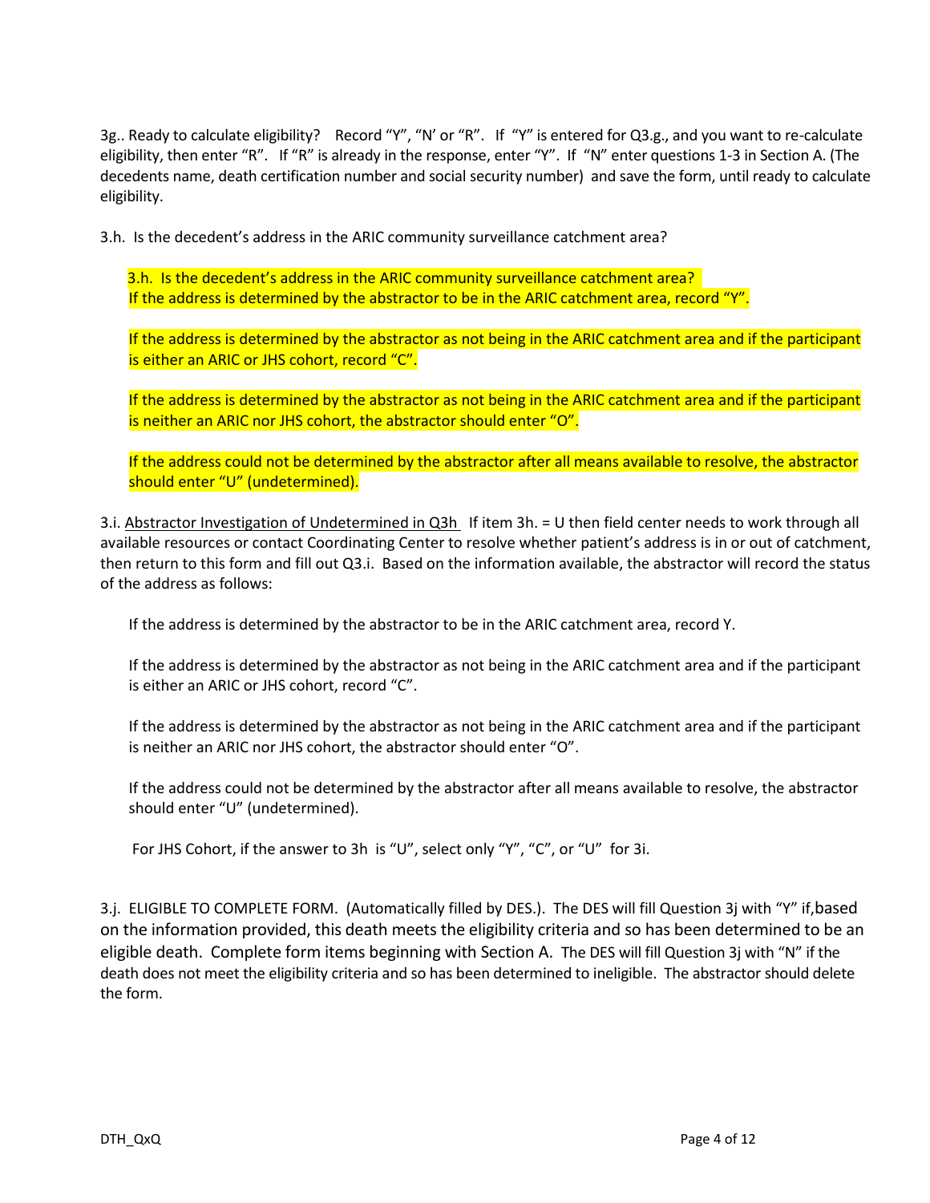3g.. Ready to calculate eligibility? Record "Y", "N' or "R". If "Y" is entered for Q3.g., and you want to re-calculate eligibility, then enter "R". If "R" is already in the response, enter "Y". If "N" enter questions 1-3 in Section A. (The decedents name, death certification number and social security number) and save the form, until ready to calculate eligibility.

3.h. Is the decedent's address in the ARIC community surveillance catchment area?

> 3.h. Is the decedent's address in the ARIC community surveillance catchment area?
> If the address is determined by the abstractor to be in the ARIC catchment area, record "Y".
>
> If the address is determined by the abstractor as not being in the ARIC catchment area and if the participant is either an ARIC or JHS cohort, record "C".
>
> If the address is determined by the abstractor as not being in the ARIC catchment area and if the participant is neither an ARIC nor JHS cohort, the abstractor should enter "O".
>
> If the address could not be determined by the abstractor after all means available to resolve, the abstractor should enter "U" (undetermined).

3.i. Abstractor Investigation of Undetermined in Q3h If item 3h. = U then field center needs to work through all available resources or contact Coordinating Center to resolve whether patient's address is in or out of catchment, then return to this form and fill out Q3.i. Based on the information available, the abstractor will record the status of the address as follows:

> If the address is determined by the abstractor to be in the ARIC catchment area, record Y.
>
> If the address is determined by the abstractor as not being in the ARIC catchment area and if the participant is either an ARIC or JHS cohort, record "C".
>
> If the address is determined by the abstractor as not being in the ARIC catchment area and if the participant is neither an ARIC nor JHS cohort, the abstractor should enter "O".
>
> If the address could not be determined by the abstractor after all means available to resolve, the abstractor should enter "U" (undetermined).
>
> For JHS Cohort, if the answer to 3h is "U", select only "Y", "C", or "U" for 3i.

3.j. ELIGIBLE TO COMPLETE FORM. (Automatically filled by DES.). The DES will fill Question 3j with "Y" if, based on the information provided, this death meets the eligibility criteria and so has been determined to be an eligible death. Complete form items beginning with Section A. The DES will fill Question 3j with "N" if the death does not meet the eligibility criteria and so has been determined to ineligible. The abstractor should delete the form.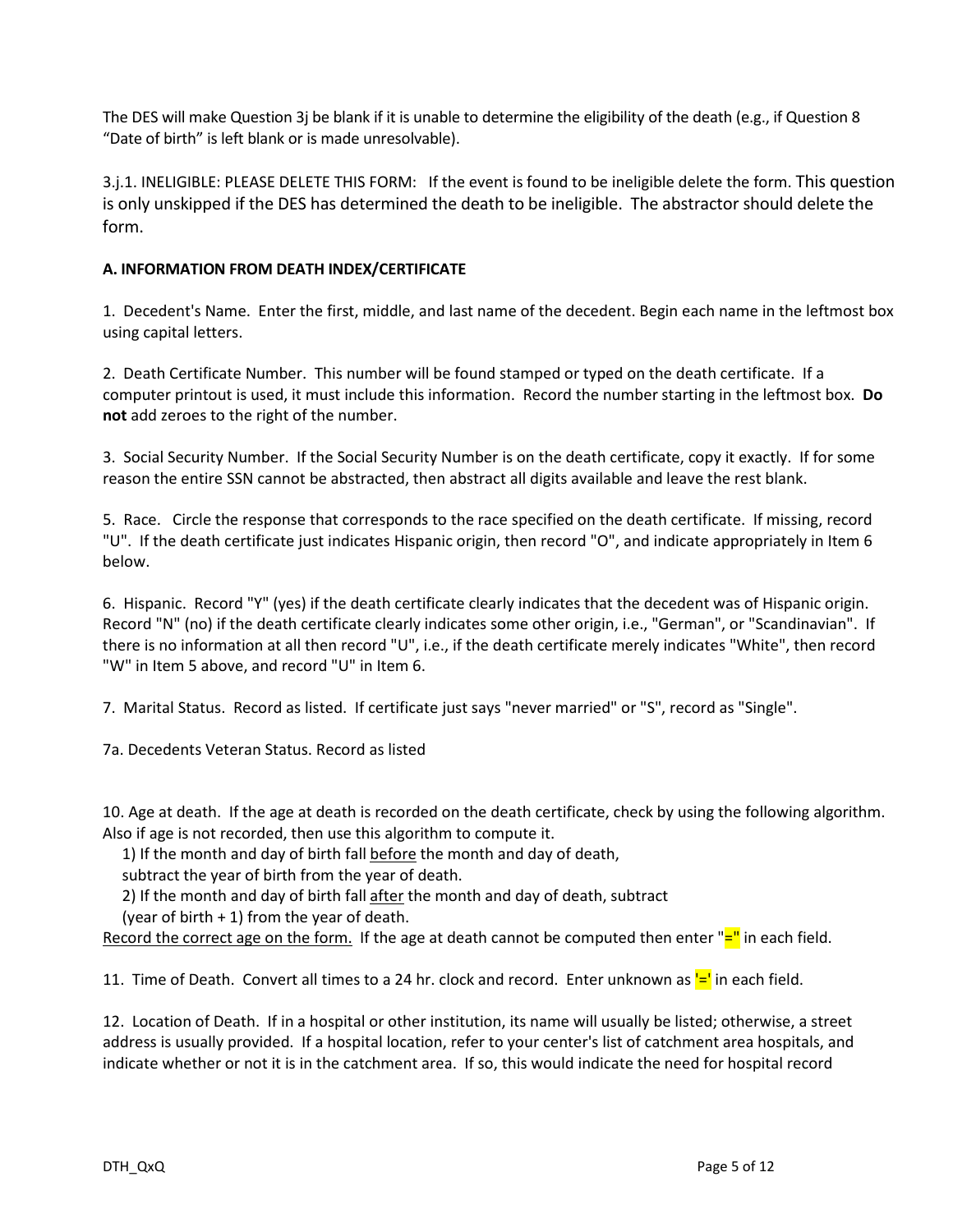The DES will make Question 3j be blank if it is unable to determine the eligibility of the death (e.g., if Question 8 "Date of birth" is left blank or is made unresolvable).

3.j.1. INELIGIBLE: PLEASE DELETE THIS FORM: If the event is found to be ineligible delete the form. This question is only unskipped if the DES has determined the death to be ineligible. The abstractor should delete the form.

**A. INFORMATION FROM DEATH INDEX/CERTIFICATE**

1. Decedent's Name. Enter the first, middle, and last name of the decedent. Begin each name in the leftmost box using capital letters.

2. Death Certificate Number. This number will be found stamped or typed on the death certificate. If a computer printout is used, it must include this information. Record the number starting in the leftmost box. **Do not** add zeroes to the right of the number.

3. Social Security Number. If the Social Security Number is on the death certificate, copy it exactly. If for some reason the entire SSN cannot be abstracted, then abstract all digits available and leave the rest blank.

5. Race. Circle the response that corresponds to the race specified on the death certificate. If missing, record "U". If the death certificate just indicates Hispanic origin, then record "O", and indicate appropriately in Item 6 below.

6. Hispanic. Record "Y" (yes) if the death certificate clearly indicates that the decedent was of Hispanic origin. Record "N" (no) if the death certificate clearly indicates some other origin, i.e., "German", or "Scandinavian". If there is no information at all then record "U", i.e., if the death certificate merely indicates "White", then record "W" in Item 5 above, and record "U" in Item 6.

7. Marital Status. Record as listed. If certificate just says "never married" or "S", record as "Single".

7a. Decedents Veteran Status. Record as listed

10. Age at death. If the age at death is recorded on the death certificate, check by using the following algorithm. Also if age is not recorded, then use this algorithm to compute it.

1) If the month and day of birth fall before the month and day of death, subtract the year of birth from the year of death.

2) If the month and day of birth fall after the month and day of death, subtract (year of birth + 1) from the year of death.

Record the correct age on the form. If the age at death cannot be computed then enter "=" in each field.

11. Time of Death. Convert all times to a 24 hr. clock and record. Enter unknown as '=' in each field.

12. Location of Death. If in a hospital or other institution, its name will usually be listed; otherwise, a street address is usually provided. If a hospital location, refer to your center's list of catchment area hospitals, and indicate whether or not it is in the catchment area. If so, this would indicate the need for hospital record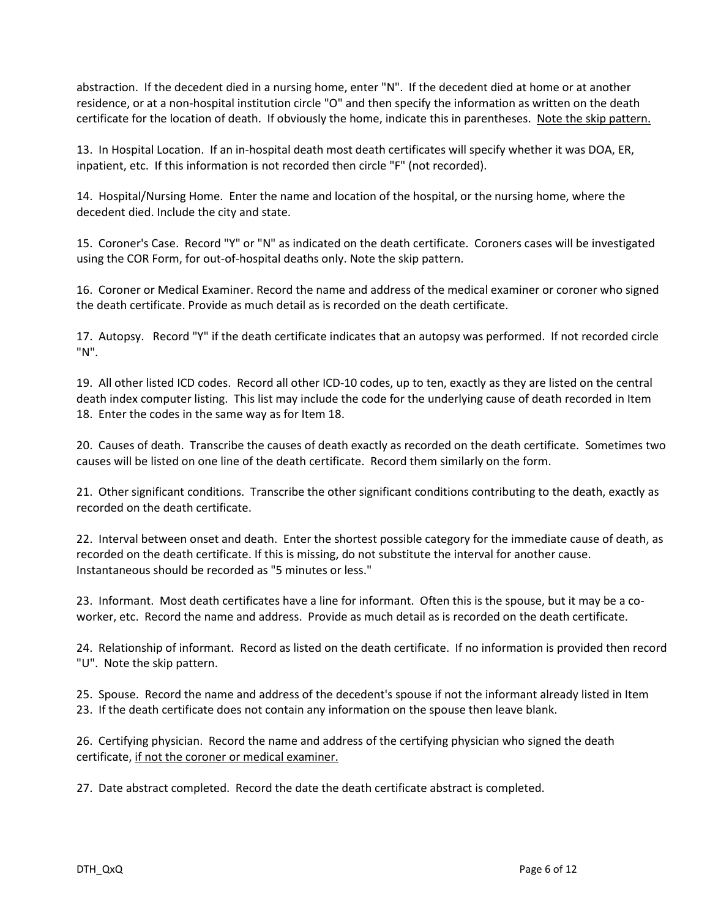abstraction. If the decedent died in a nursing home, enter "N". If the decedent died at home or at another residence, or at a non-hospital institution circle "O" and then specify the information as written on the death certificate for the location of death. If obviously the home, indicate this in parentheses. <u>Note the skip pattern.</u>

13. In Hospital Location. If an in-hospital death most death certificates will specify whether it was DOA, ER, inpatient, etc. If this information is not recorded then circle "F" (not recorded).

14. Hospital/Nursing Home. Enter the name and location of the hospital, or the nursing home, where the decedent died. Include the city and state.

15. Coroner's Case. Record "Y" or "N" as indicated on the death certificate. Coroners cases will be investigated using the COR Form, for out-of-hospital deaths only. Note the skip pattern.

16. Coroner or Medical Examiner. Record the name and address of the medical examiner or coroner who signed the death certificate. Provide as much detail as is recorded on the death certificate.

17. Autopsy. Record "Y" if the death certificate indicates that an autopsy was performed. If not recorded circle "N".

19. All other listed ICD codes. Record all other ICD-10 codes, up to ten, exactly as they are listed on the central death index computer listing. This list may include the code for the underlying cause of death recorded in Item 18. Enter the codes in the same way as for Item 18.

20. Causes of death. Transcribe the causes of death exactly as recorded on the death certificate. Sometimes two causes will be listed on one line of the death certificate. Record them similarly on the form.

21. Other significant conditions. Transcribe the other significant conditions contributing to the death, exactly as recorded on the death certificate.

22. Interval between onset and death. Enter the shortest possible category for the immediate cause of death, as recorded on the death certificate. If this is missing, do not substitute the interval for another cause. Instantaneous should be recorded as "5 minutes or less."

23. Informant. Most death certificates have a line for informant. Often this is the spouse, but it may be a co-worker, etc. Record the name and address. Provide as much detail as is recorded on the death certificate.

24. Relationship of informant. Record as listed on the death certificate. If no information is provided then record "U". Note the skip pattern.

25. Spouse. Record the name and address of the decedent's spouse if not the informant already listed in Item 23. If the death certificate does not contain any information on the spouse then leave blank.

26. Certifying physician. Record the name and address of the certifying physician who signed the death certificate, <u>if not the coroner or medical examiner.</u>

27. Date abstract completed. Record the date the death certificate abstract is completed.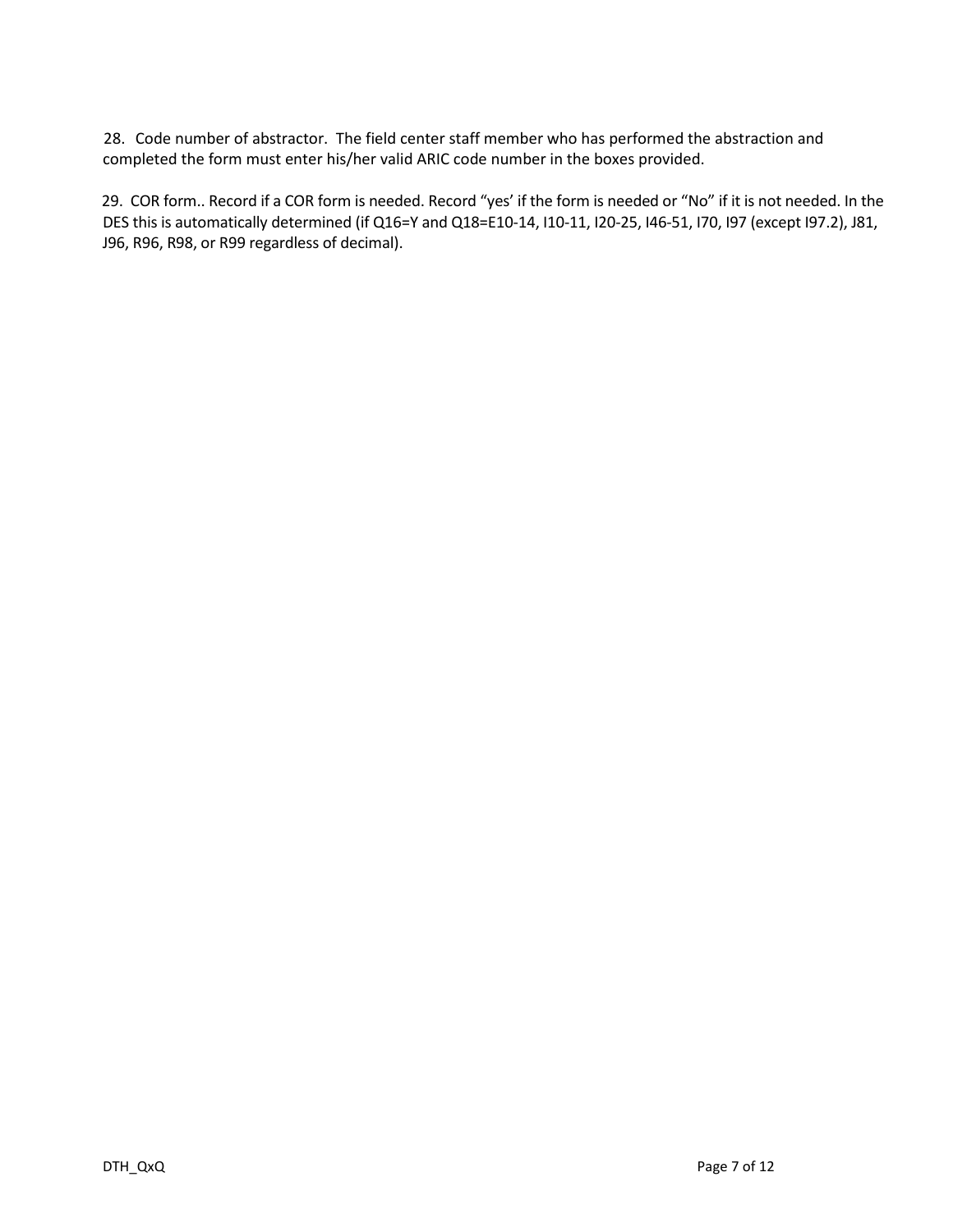28. Code number of abstractor. The field center staff member who has performed the abstraction and completed the form must enter his/her valid ARIC code number in the boxes provided.

29. COR form.. Record if a COR form is needed. Record "yes' if the form is needed or "No" if it is not needed. In the DES this is automatically determined (if Q16=Y and Q18=E10-14, I10-11, I20-25, I46-51, I70, I97 (except I97.2), J81, J96, R96, R98, or R99 regardless of decimal).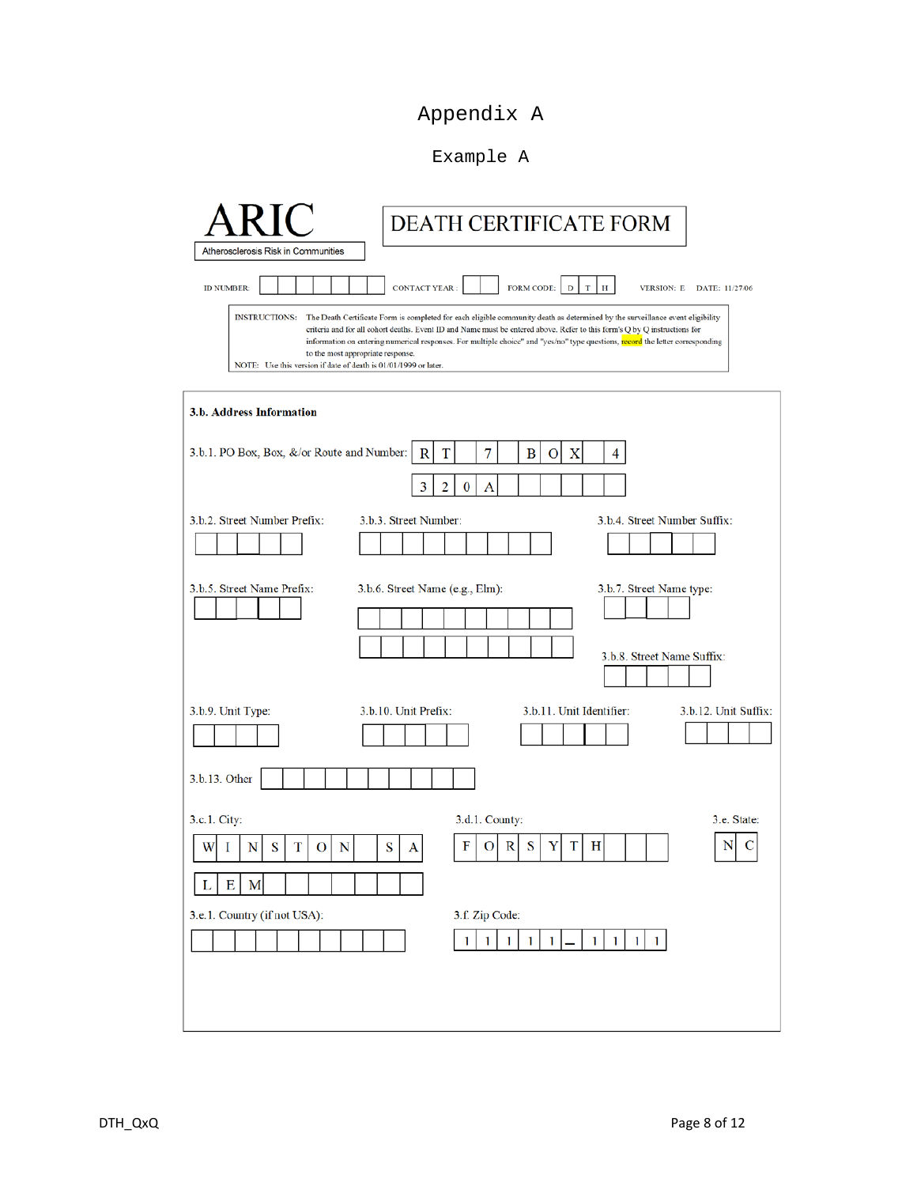# Appendix A

## Example A

**ARIC**
Atherosclerosis Risk in Communities

**DEATH CERTIFICATE FORM**

ID NUMBER: [ ] CONTACT YEAR: [ ] FORM CODE: D T H VERSION: E DATE: 11/27/06

INSTRUCTIONS: The Death Certificate Form is completed for each eligible community death as determined by the surveillance event eligibility criteria and for all cohort deaths. Event ID and Name must be entered above. Refer to this form's Q by Q instructions for information on entering numerical responses. For multiple choice" and "yes/no" type questions, record the letter corresponding to the most appropriate response.

NOTE: Use this version if date of death is 01/01/1999 or later.

**3.b. Address Information**

3.b.1. PO Box, Box, &/or Route and Number: R T 7 B O X 4
3 2 0 A

3.b.2. Street Number Prefix: [ ]

3.b.3. Street Number: [ ]

3.b.4. Street Number Suffix: [ ]

3.b.5. Street Name Prefix: [ ]

3.b.6. Street Name (e.g., Elm): [ ]

3.b.7. Street Name type: [ ]

3.b.8. Street Name Suffix: [ ]

3.b.9. Unit Type: [ ]

3.b.10. Unit Prefix: [ ]

3.b.11. Unit Identifier: [ ]

3.b.12. Unit Suffix: [ ]

3.b.13. Other [ ]

3.c.1. City: W I N S T O N S A L E M

3.d.1. County: F O R S Y T H

3.e. State: N C

3.e.1. Country (if not USA): [ ]

3.f. Zip Code: 1 1 1 1 1 _ 1 1 1 1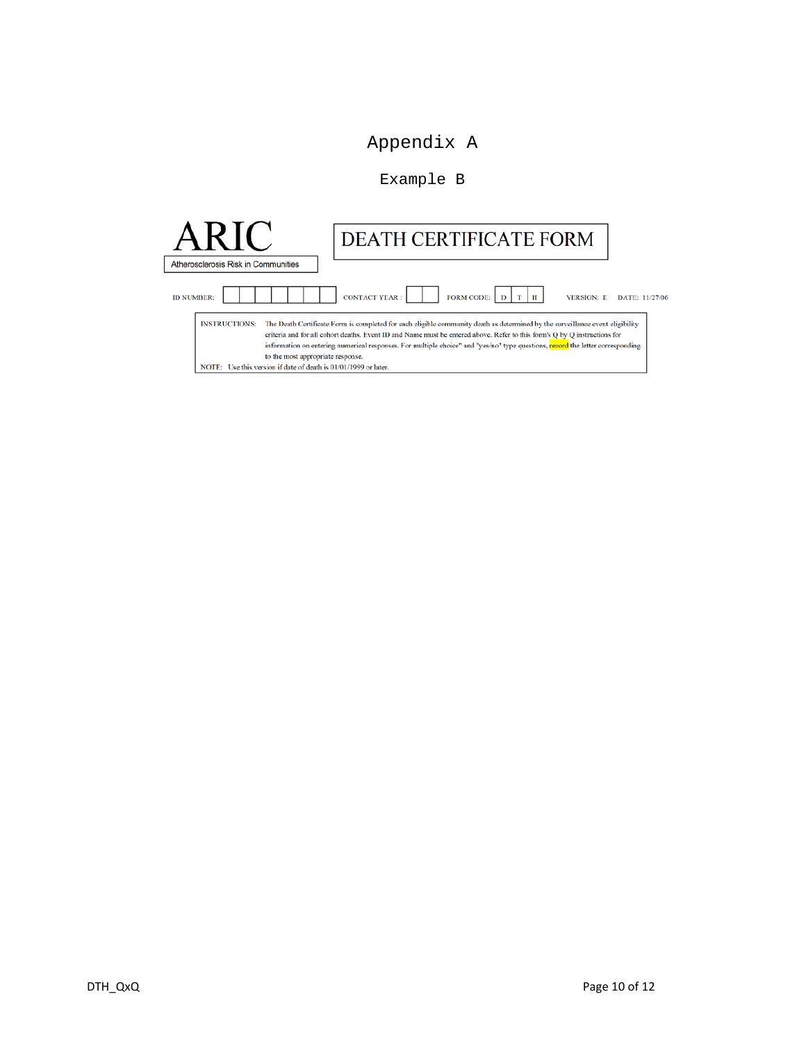# Appendix A

## Example B

**ARIC**

Atherosclerosis Risk in Communities

# DEATH CERTIFICATE FORM

ID NUMBER: | | | | | | | | CONTACT YEAR : | | | FORM CODE: D T H VERSION: E DATE: 11/27/06

INSTRUCTIONS: The Death Certificate Form is completed for each eligible community death as determined by the surveillance event eligibility criteria and for all cohort deaths. Event ID and Name must be entered above. Refer to this form's Q by Q instructions for information on entering numerical responses. For multiple choice" and "yes/no" type questions, record the letter corresponding to the most appropriate response.

NOTE: Use this version if date of death is 01/01/1999 or later.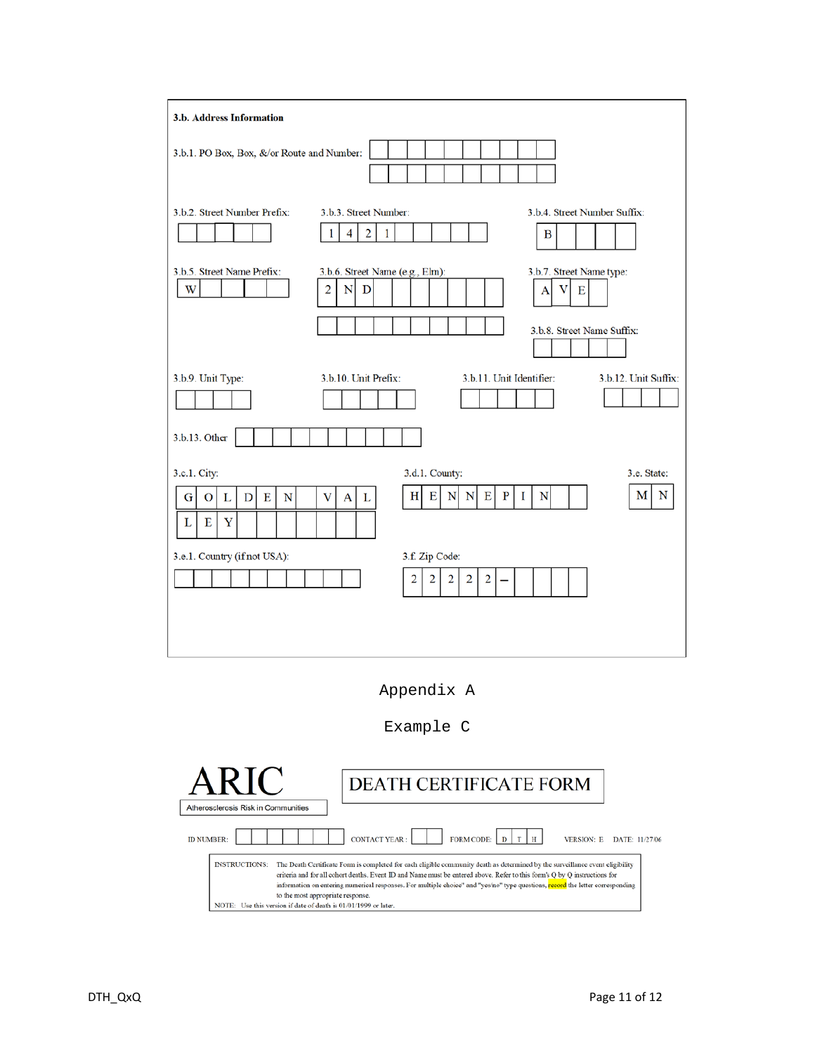**3.b. Address Information**

3.b.1. PO Box, Box, &/or Route and Number:

3.b.2. Street Number Prefix:

3.b.3. Street Number: 1 4 2 1

3.b.4. Street Number Suffix: B

3.b.5. Street Name Prefix: W

3.b.6. Street Name (e.g., Elm): 2 N D

3.b.7. Street Name type: A V E

3.b.8. Street Name Suffix:

3.b.9. Unit Type:

3.b.10. Unit Prefix:

3.b.11. Unit Identifier:

3.b.12. Unit Suffix:

3.b.13. Other

3.c.1. City: G O L D E N V A L L E Y

3.d.1. County: H E N N E P I N

3.e. State: M N

3.e.1. Country (if not USA):

3.f. Zip Code: 2 2 2 2 2 –

Appendix A

Example C

# ARIC

Atherosclerosis Risk in Communities

# DEATH CERTIFICATE FORM

ID NUMBER: CONTACT YEAR: FORM CODE: D T H VERSION: E DATE: 11/27/06

INSTRUCTIONS: The Death Certificate Form is completed for each eligible community death as determined by the surveillance event eligibility criteria and for all cohort deaths. Event ID and Name must be entered above. Refer to this form's Q by Q instructions for information on entering numerical responses. For multiple choice" and "yes/no" type questions, record the letter corresponding to the most appropriate response.

NOTE: Use this version if date of death is 01/01/1999 or later.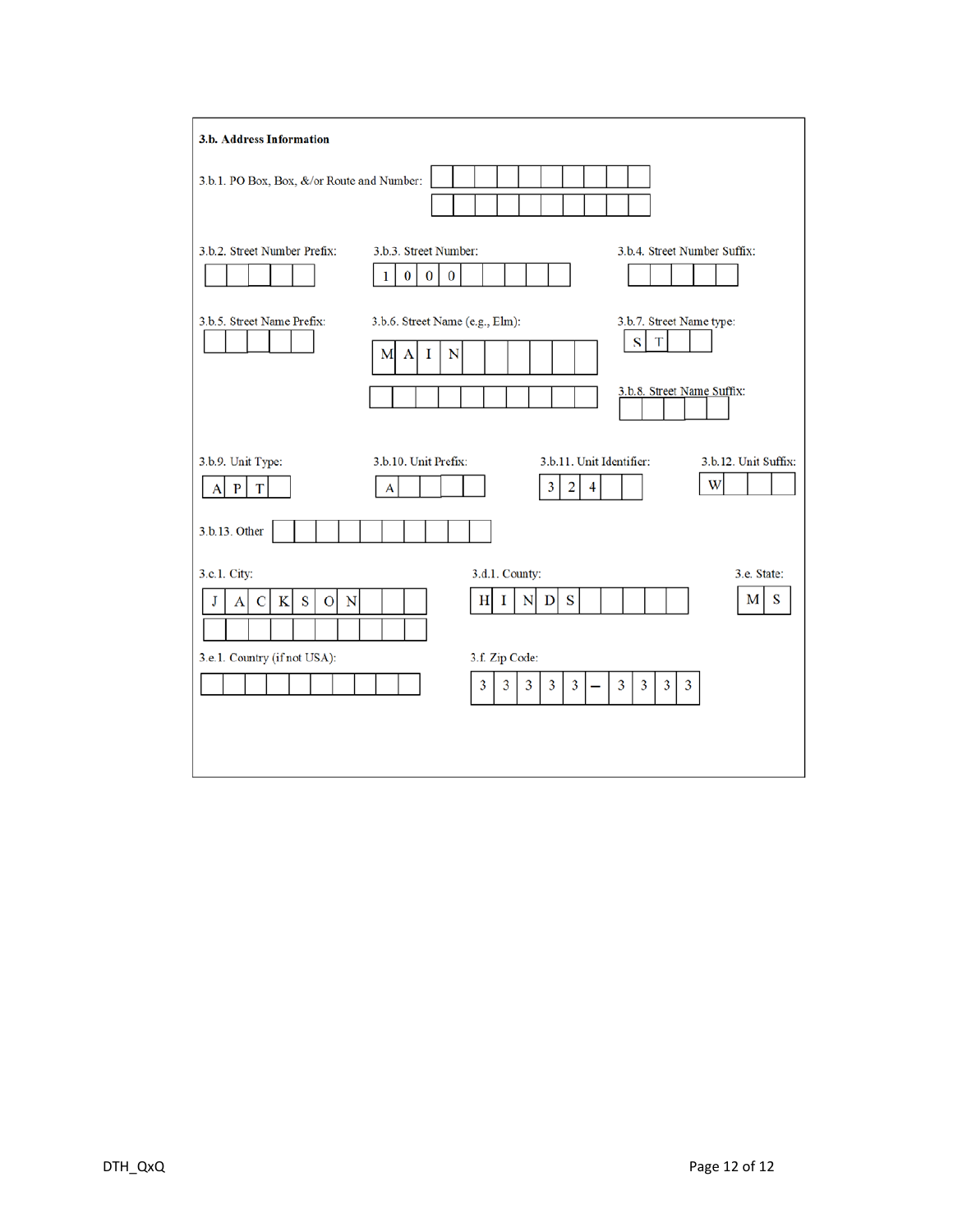**3.b. Address Information**

3.b.1. PO Box, Box, &/or Route and Number:

3.b.2. Street Number Prefix:

3.b.3. Street Number: 1000

3.b.4. Street Number Suffix:

3.b.5. Street Name Prefix:

3.b.6. Street Name (e.g., Elm): MAIN

3.b.7. Street Name type: ST

3.b.8. Street Name Suffix:

3.b.9. Unit Type: APT

3.b.10. Unit Prefix: A

3.b.11. Unit Identifier: 324

3.b.12. Unit Suffix: W

3.b.13. Other

3.c.1. City: JACKSON

3.d.1. County: HINDS

3.e. State: MS

3.e.1. Country (if not USA):

3.f. Zip Code: 33333 – 3333